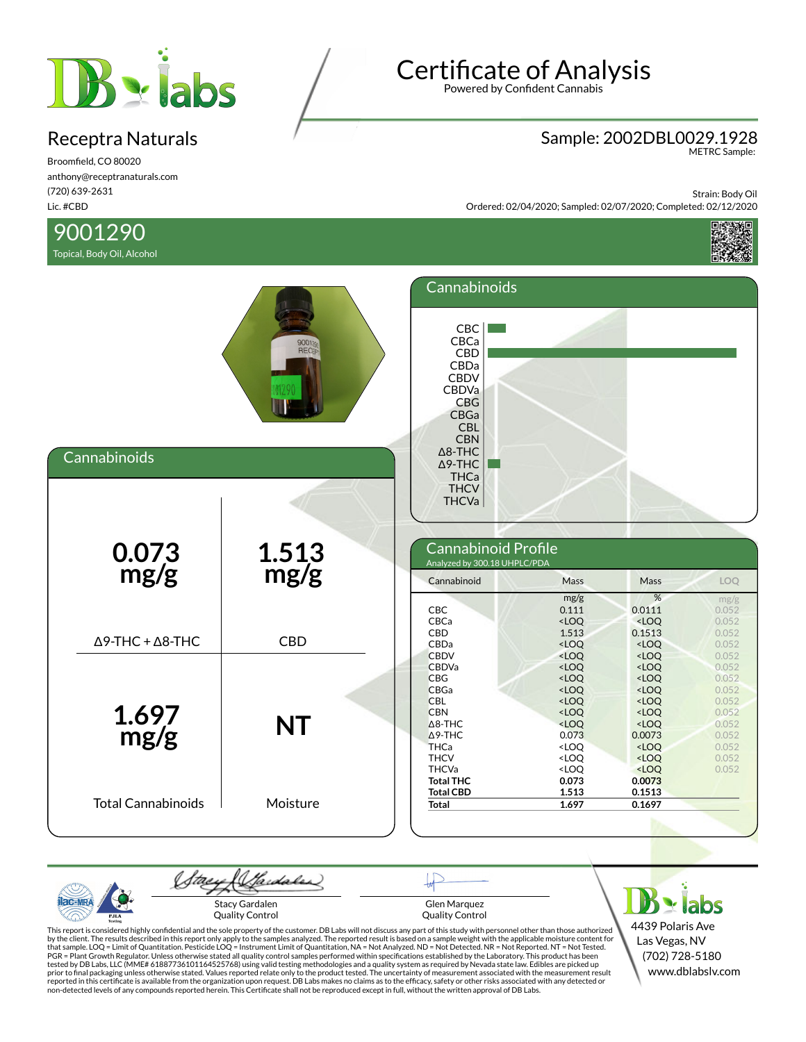# Certificate of Analysis

Powered by Confident Cannabis

## Receptra Naturals

Broomfield, CO 80020
anthony@receptranaturals.com
(720) 639-2631
Lic. #CBD

**Sample: 2002DBL0029.1928**
METRC Sample:

Strain: Body Oil
Ordered: 02/04/2020; Sampled: 02/07/2020; Completed: 02/12/2020

## 9001290

Topical, Body Oil, Alcohol

## Cannabinoids

| 0.073 mg/g | 1.513 mg/g |
|---|---|
| Δ9-THC + Δ8-THC | CBD |
| **1.697 mg/g** | **NT** |
| Total Cannabinoids | Moisture |

## Cannabinoid Profile

Analyzed by 300.18 UHPLC/PDA

| Cannabinoid | Mass mg/g | Mass % | LOQ mg/g |
|---|---|---|---|
| CBC | 0.111 | 0.0111 | 0.052 |
| CBCa | <LOQ | <LOQ | 0.052 |
| CBD | 1.513 | 0.1513 | 0.052 |
| CBDa | <LOQ | <LOQ | 0.052 |
| CBDV | <LOQ | <LOQ | 0.052 |
| CBDVa | <LOQ | <LOQ | 0.052 |
| CBG | <LOQ | <LOQ | 0.052 |
| CBGa | <LOQ | <LOQ | 0.052 |
| CBL | <LOQ | <LOQ | 0.052 |
| CBN | <LOQ | <LOQ | 0.052 |
| Δ8-THC | <LOQ | <LOQ | 0.052 |
| Δ9-THC | 0.073 | 0.0073 | 0.052 |
| THCa | <LOQ | <LOQ | 0.052 |
| THCV | <LOQ | <LOQ | 0.052 |
| THCVa | <LOQ | <LOQ | 0.052 |
| **Total THC** | **0.073** | **0.0073** | |
| **Total CBD** | **1.513** | **0.1513** | |
| **Total** | **1.697** | **0.1697** | |

Stacy Gardalen
Quality Control

Glen Marquez
Quality Control

This report is considered highly confidential and the sole property of the customer. DB Labs will not discuss any part of this study with personnel other than those authorized by the client. The results described in this report only apply to the samples analyzed. The reported result is based on a sample weight with the applicable moisture content for that sample. LOQ = Limit of Quantitation. Pesticide LOQ = Instrument Limit of Quantitation, NA = Not Analyzed. ND = Not Detected. NR = Not Reported. NT = Not Tested. PGR = Plant Growth Regulator. Unless otherwise stated all quality control samples performed within specifications established by the Laboratory. This product has been tested by DB Labs, LLC (MME# 61887736101164525768) using valid testing methodologies and a quality system as required by Nevada state law. Edibles are picked up prior to final packaging unless otherwise stated. Values reported relate only to the product tested. The uncertainty of measurement associated with the measurement result reported in this certificate is available from the organization upon request. DB Labs makes no claims as to the efficacy, safety or other risks associated with any detected or non-detected levels of any compounds reported herein. This Certificate shall not be reproduced except in full, without the written approval of DB Labs.

4439 Polaris Ave
Las Vegas, NV
(702) 728-5180
www.dblabslv.com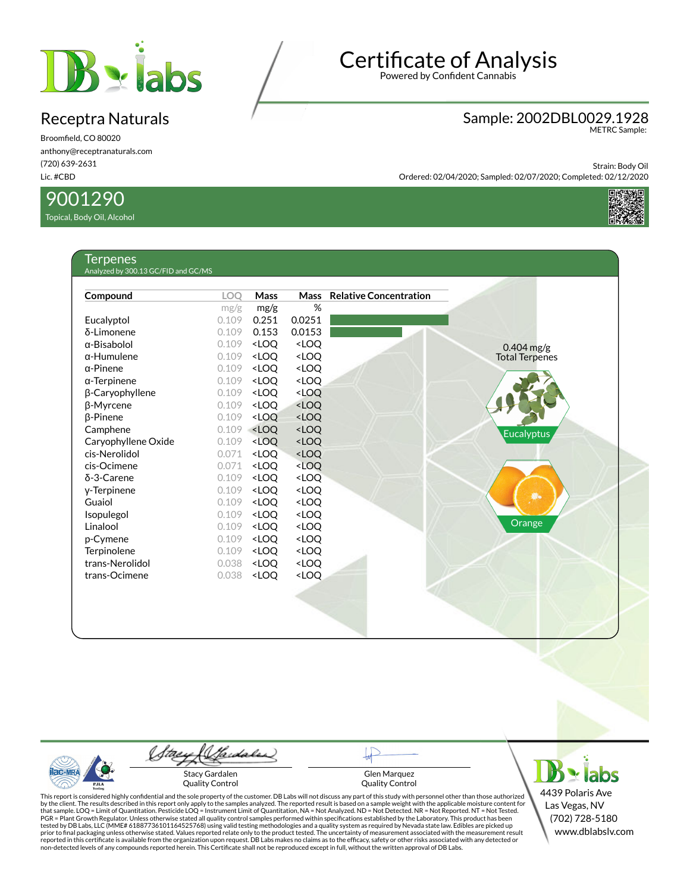# Certificate of Analysis

Powered by Confident Cannabis

## Receptra Naturals

Broomfield, CO 80020
anthony@receptranaturals.com
(720) 639-2631
Lic. #CBD

**Sample: 2002DBL0029.1928**
METRC Sample:

Strain: Body Oil
Ordered: 02/04/2020; Sampled: 02/07/2020; Completed: 02/12/2020

## 9001290

Topical, Body Oil, Alcohol

## Terpenes

Analyzed by 300.13 GC/FID and GC/MS

| Compound | LOQ | Mass | Mass | Relative Concentration |
|---|---|---|---|---|
| | mg/g | mg/g | % | |
| Eucalyptol | 0.109 | 0.251 | 0.0251 | |
| δ-Limonene | 0.109 | 0.153 | 0.0153 | |
| α-Bisabolol | 0.109 | <LOQ | <LOQ | |
| α-Humulene | 0.109 | <LOQ | <LOQ | |
| α-Pinene | 0.109 | <LOQ | <LOQ | |
| α-Terpinene | 0.109 | <LOQ | <LOQ | |
| β-Caryophyllene | 0.109 | <LOQ | <LOQ | |
| β-Myrcene | 0.109 | <LOQ | <LOQ | |
| β-Pinene | 0.109 | <LOQ | <LOQ | |
| Camphene | 0.109 | <LOQ | <LOQ | |
| Caryophyllene Oxide | 0.109 | <LOQ | <LOQ | |
| cis-Nerolidol | 0.071 | <LOQ | <LOQ | |
| cis-Ocimene | 0.071 | <LOQ | <LOQ | |
| δ-3-Carene | 0.109 | <LOQ | <LOQ | |
| γ-Terpinene | 0.109 | <LOQ | <LOQ | |
| Guaiol | 0.109 | <LOQ | <LOQ | |
| Isopulegol | 0.109 | <LOQ | <LOQ | |
| Linalool | 0.109 | <LOQ | <LOQ | |
| p-Cymene | 0.109 | <LOQ | <LOQ | |
| Terpinolene | 0.109 | <LOQ | <LOQ | |
| trans-Nerolidol | 0.038 | <LOQ | <LOQ | |
| trans-Ocimene | 0.038 | <LOQ | <LOQ | |

0.404 mg/g
Total Terpenes

Eucalyptus

Orange

Stacy Gardalen
Quality Control

Glen Marquez
Quality Control

This report is considered highly confidential and the sole property of the customer. DB Labs will not discuss any part of this study with personnel other than those authorized by the client. The results described in this report only apply to the samples analyzed. The reported result is based on a sample weight with the applicable moisture content for that sample. LOQ = Limit of Quantitation. Pesticide LOQ = Instrument Limit of Quantitation, NA = Not Analyzed. ND = Not Detected. NR = Not Reported. NT = Not Tested. PGR = Plant Growth Regulator. Unless otherwise stated all quality control samples performed within specifications established by the Laboratory. This product has been tested by DB Labs, LLC (MME# 61887736101164525768) using valid testing methodologies and a quality system as required by Nevada state law. Edibles are picked up prior to final packaging unless otherwise stated. Values reported relate only to the product tested. The uncertainty of measurement associated with the measurement result reported in this certificate is available from the organization upon request. DB Labs makes no claims as to the efficacy, safety or other risks associated with any detected or non-detected levels of any compounds reported herein. This Certificate shall not be reproduced except in full, without the written approval of DB Labs.

4439 Polaris Ave
Las Vegas, NV
(702) 728-5180
www.dblabslv.com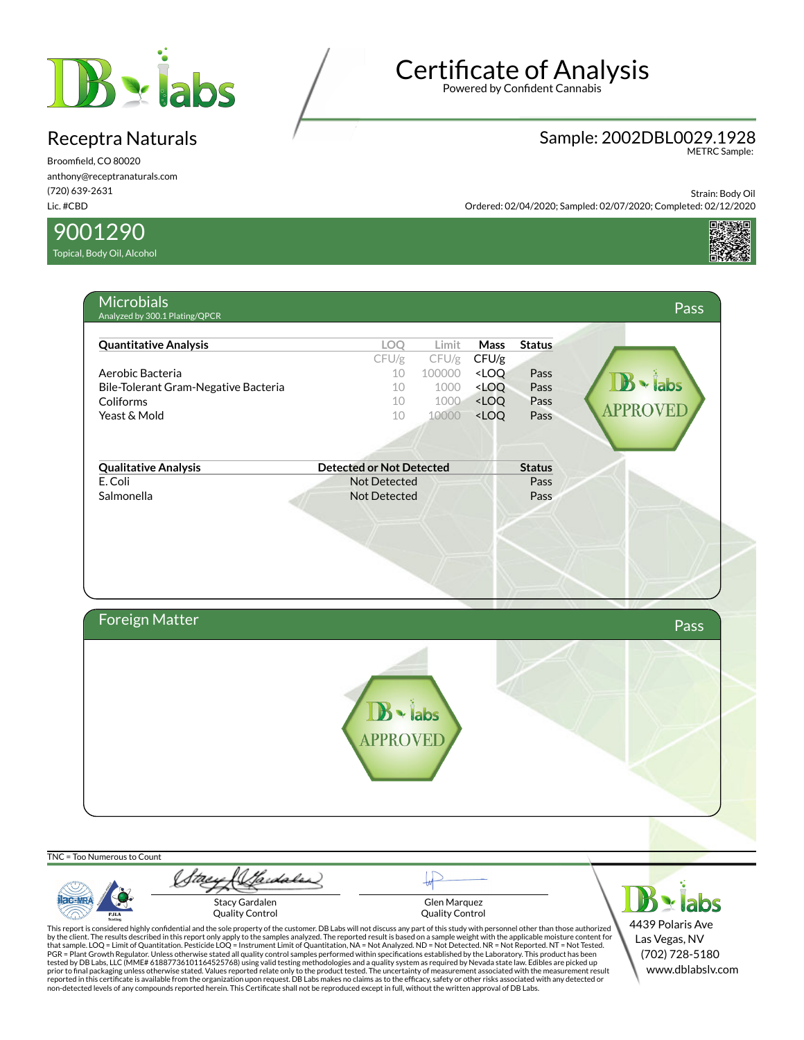# Certificate of Analysis

Powered by Confident Cannabis

## Receptra Naturals

Broomfield, CO 80020
anthony@receptranaturals.com
(720) 639-2631
Lic. #CBD

**Sample: 2002DBL0029.1928**
METRC Sample:

Strain: Body Oil
Ordered: 02/04/2020; Sampled: 02/07/2020; Completed: 02/12/2020

## 9001290

Topical, Body Oil, Alcohol

## Microbials — Pass

Analyzed by 300.1 Plating/QPCR

| Quantitative Analysis | LOQ | Limit | Mass | Status |
|---|---|---|---|---|
| | CFU/g | CFU/g | CFU/g | |
| Aerobic Bacteria | 10 | 100000 | <LOQ | Pass |
| Bile-Tolerant Gram-Negative Bacteria | 10 | 1000 | <LOQ | Pass |
| Coliforms | 10 | 1000 | <LOQ | Pass |
| Yeast & Mold | 10 | 10000 | <LOQ | Pass |

DB labs APPROVED

| Qualitative Analysis | Detected or Not Detected | Status |
|---|---|---|
| E. Coli | Not Detected | Pass |
| Salmonella | Not Detected | Pass |

## Foreign Matter — Pass

DB labs APPROVED

TNC = Too Numerous to Count

Stacy Gardalen
Quality Control

Glen Marquez
Quality Control

This report is considered highly confidential and the sole property of the customer. DB Labs will not discuss any part of this study with personnel other than those authorized by the client. The results described in this report only apply to the samples analyzed. The reported result is based on a sample weight with the applicable moisture content for that sample. LOQ = Limit of Quantitation. Pesticide LOQ = Instrument Limit of Quantitation, NA = Not Analyzed. ND = Not Detected. NR = Not Reported. NT = Not Tested. PGR = Plant Growth Regulator. Unless otherwise stated all quality control samples performed within specifications established by the Laboratory. This product has been tested by DB Labs, LLC (MME# 61887736101164525768) using valid testing methodologies and a quality system as required by Nevada state law. Edibles are picked up prior to final packaging unless otherwise stated. Values reported relate only to the product tested. The uncertainty of measurement associated with the measurement result reported in this certificate is available from the organization upon request. DB Labs makes no claims as to the efficacy, safety or other risks associated with any detected or non-detected levels of any compounds reported herein. This Certificate shall not be reproduced except in full, without the written approval of DB Labs.

DB labs
4439 Polaris Ave
Las Vegas, NV
(702) 728-5180
www.dblabslv.com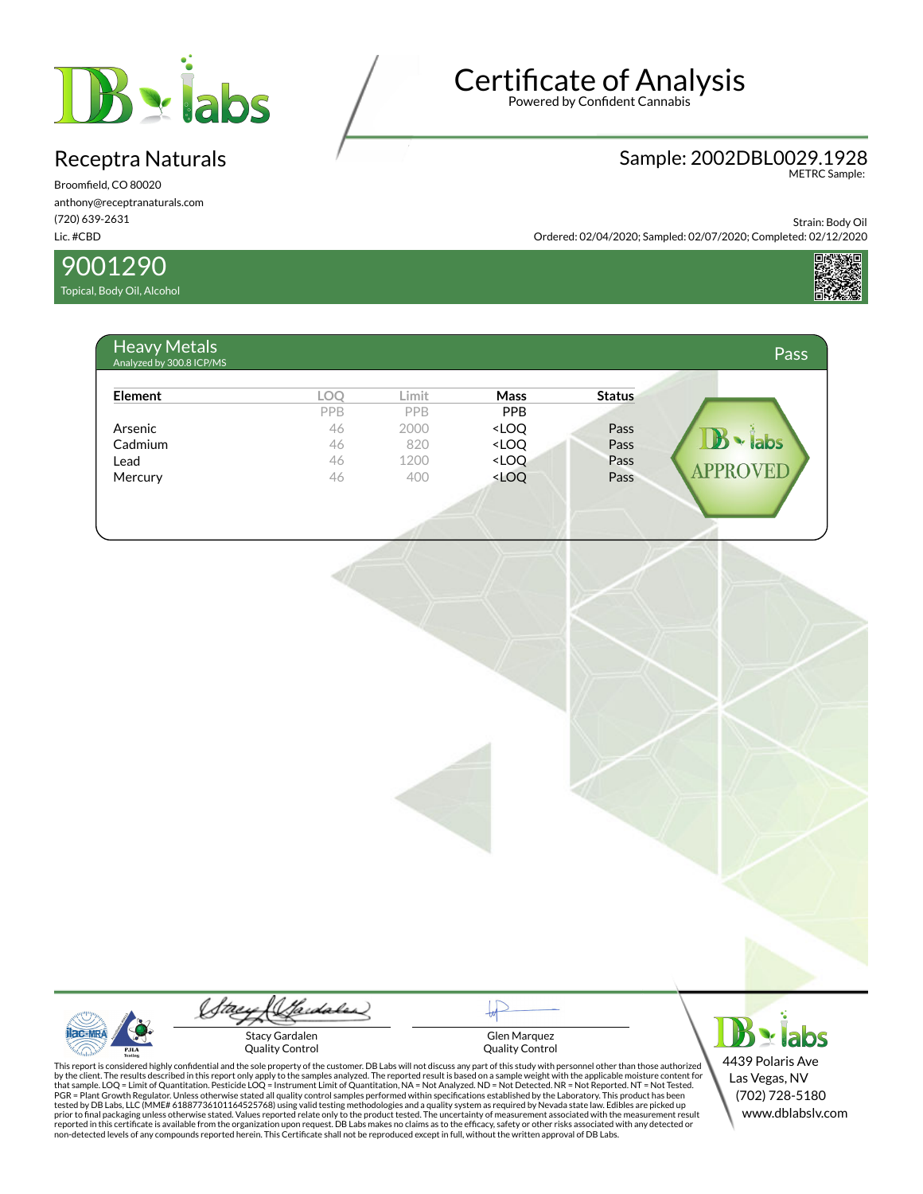# Certificate of Analysis

Powered by Confident Cannabis

## Receptra Naturals

Broomfield, CO 80020
anthony@receptranaturals.com
(720) 639-2631
Lic. #CBD

**Sample: 2002DBL0029.1928**
METRC Sample:

Strain: Body Oil
Ordered: 02/04/2020; Sampled: 02/07/2020; Completed: 02/12/2020

## 9001290

Topical, Body Oil, Alcohol

### Heavy Metals

Analyzed by 300.8 ICP/MS

Pass

| Element | LOQ | Limit | Mass | Status |
|---|---|---|---|---|
| | PPB | PPB | PPB | |
| Arsenic | 46 | 2000 | <LOQ | Pass |
| Cadmium | 46 | 820 | <LOQ | Pass |
| Lead | 46 | 1200 | <LOQ | Pass |
| Mercury | 46 | 400 | <LOQ | Pass |

DB labs APPROVED

Stacy Gardalen
Quality Control

Glen Marquez
Quality Control

This report is considered highly confidential and the sole property of the customer. DB Labs will not discuss any part of this study with personnel other than those authorized by the client. The results described in this report only apply to the samples analyzed. The reported result is based on a sample weight with the applicable moisture content for that sample. LOQ = Limit of Quantitation. Pesticide LOQ = Instrument Limit of Quantitation, NA = Not Analyzed. ND = Not Detected. NR = Not Reported. NT = Not Tested. PGR = Plant Growth Regulator. Unless otherwise stated all quality control samples performed within specifications established by the Laboratory. This product has been tested by DB Labs, LLC (MME# 61887736101164525768) using valid testing methodologies and a quality system as required by Nevada state law. Edibles are picked up prior to final packaging unless otherwise stated. Values reported relate only to the product tested. The uncertainty of measurement associated with the measurement result reported in this certificate is available from the organization upon request. DB Labs makes no claims as to the efficacy, safety or other risks associated with any detected or non-detected levels of any compounds reported herein. This Certificate shall not be reproduced except in full, without the written approval of DB Labs.

DB labs
4439 Polaris Ave
Las Vegas, NV
(702) 728-5180
www.dblabslv.com